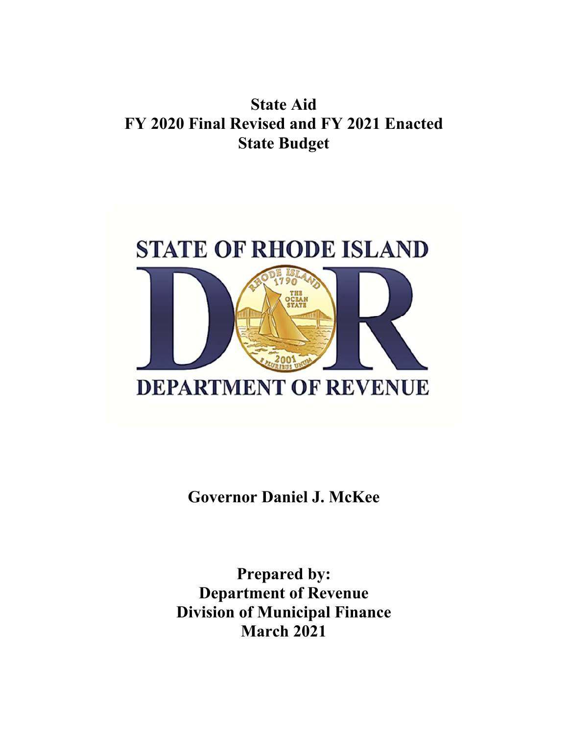# State Aid
# FY 2020 Final Revised and FY 2021 Enacted State Budget

STATE OF RHODE ISLAND

DEPARTMENT OF REVENUE

## Governor Daniel J. McKee

## Prepared by:
## Department of Revenue
## Division of Municipal Finance
## March 2021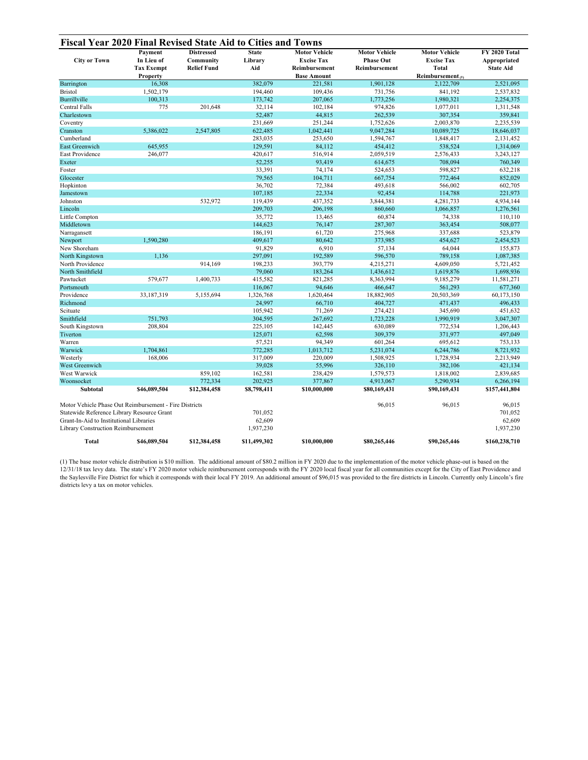## Fiscal Year 2020 Final Revised State Aid to Cities and Towns

| City or Town | Payment In Lieu of Tax Exempt Property | Distressed Community Relief Fund | State Library Aid | Motor Vehicle Excise Tax Reimbursement Base Amount | Motor Vehicle Phase Out Reimbursement | Motor Vehicle Excise Tax Total Reimbursement (1) | FY 2020 Total Appropriated State Aid |
|---|---|---|---|---|---|---|---|
| Barrington | 16,308 | | 382,079 | 221,581 | 1,901,128 | 2,122,709 | 2,521,095 |
| Bristol | 1,502,179 | | 194,460 | 109,436 | 731,756 | 841,192 | 2,537,832 |
| Burrillville | 100,313 | | 173,742 | 207,065 | 1,773,256 | 1,980,321 | 2,254,375 |
| Central Falls | 775 | 201,648 | 32,114 | 102,184 | 974,826 | 1,077,011 | 1,311,548 |
| Charlestown | | | 52,487 | 44,815 | 262,539 | 307,354 | 359,841 |
| Coventry | | | 231,669 | 251,244 | 1,752,626 | 2,003,870 | 2,235,539 |
| Cranston | 5,386,022 | 2,547,805 | 622,485 | 1,042,441 | 9,047,284 | 10,089,725 | 18,646,037 |
| Cumberland | | | 283,035 | 253,650 | 1,594,767 | 1,848,417 | 2,131,452 |
| East Greenwich | 645,955 | | 129,591 | 84,112 | 454,412 | 538,524 | 1,314,069 |
| East Providence | 246,077 | | 420,617 | 516,914 | 2,059,519 | 2,576,433 | 3,243,127 |
| Exeter | | | 52,255 | 93,419 | 614,675 | 708,094 | 760,349 |
| Foster | | | 33,391 | 74,174 | 524,653 | 598,827 | 632,218 |
| Glocester | | | 79,565 | 104,711 | 667,754 | 772,464 | 852,029 |
| Hopkinton | | | 36,702 | 72,384 | 493,618 | 566,002 | 602,705 |
| Jamestown | | | 107,185 | 22,334 | 92,454 | 114,788 | 221,973 |
| Johnston | | 532,972 | 119,439 | 437,352 | 3,844,381 | 4,281,733 | 4,934,144 |
| Lincoln | | | 209,703 | 206,198 | 860,660 | 1,066,857 | 1,276,561 |
| Little Compton | | | 35,772 | 13,465 | 60,874 | 74,338 | 110,110 |
| Middletown | | | 144,623 | 76,147 | 287,307 | 363,454 | 508,077 |
| Narragansett | | | 186,191 | 61,720 | 275,968 | 337,688 | 523,879 |
| Newport | 1,590,280 | | 409,617 | 80,642 | 373,985 | 454,627 | 2,454,523 |
| New Shoreham | | | 91,829 | 6,910 | 57,134 | 64,044 | 155,873 |
| North Kingstown | 1,136 | | 297,091 | 192,589 | 596,570 | 789,158 | 1,087,385 |
| North Providence | | 914,169 | 198,233 | 393,779 | 4,215,271 | 4,609,050 | 5,721,452 |
| North Smithfield | | | 79,060 | 183,264 | 1,436,612 | 1,619,876 | 1,698,936 |
| Pawtucket | 579,677 | 1,400,733 | 415,582 | 821,285 | 8,363,994 | 9,185,279 | 11,581,271 |
| Portsmouth | | | 116,067 | 94,646 | 466,647 | 561,293 | 677,360 |
| Providence | 33,187,319 | 5,155,694 | 1,326,768 | 1,620,464 | 18,882,905 | 20,503,369 | 60,173,150 |
| Richmond | | | 24,997 | 66,710 | 404,727 | 471,437 | 496,433 |
| Scituate | | | 105,942 | 71,269 | 274,421 | 345,690 | 451,632 |
| Smithfield | 751,793 | | 304,595 | 267,692 | 1,723,228 | 1,990,919 | 3,047,307 |
| South Kingstown | 208,804 | | 225,105 | 142,445 | 630,089 | 772,534 | 1,206,443 |
| Tiverton | | | 125,071 | 62,598 | 309,379 | 371,977 | 497,049 |
| Warren | | | 57,521 | 94,349 | 601,264 | 695,612 | 753,133 |
| Warwick | 1,704,861 | | 772,285 | 1,013,712 | 5,231,074 | 6,244,786 | 8,721,932 |
| Westerly | 168,006 | | 317,009 | 220,009 | 1,508,925 | 1,728,934 | 2,213,949 |
| West Greenwich | | | 39,028 | 55,996 | 326,110 | 382,106 | 421,134 |
| West Warwick | | 859,102 | 162,581 | 238,429 | 1,579,573 | 1,818,002 | 2,839,685 |
| Woonsocket | | 772,334 | 202,925 | 377,867 | 4,913,067 | 5,290,934 | 6,266,194 |
| **Subtotal** | **$46,089,504** | **$12,384,458** | **$8,798,411** | **$10,000,000** | **$80,169,431** | **$90,169,431** | **$157,441,804** |
| Motor Vehicle Phase Out Reimbursement - Fire Districts | | | | | 96,015 | 96,015 | 96,015 |
| Statewide Reference Library Resource Grant | | | 701,052 | | | | 701,052 |
| Grant-In-Aid to Institutional Libraries | | | 62,609 | | | | 62,609 |
| Library Construction Reimbursement | | | 1,937,230 | | | | 1,937,230 |
| **Total** | **$46,089,504** | **$12,384,458** | **$11,499,302** | **$10,000,000** | **$80,265,446** | **$90,265,446** | **$160,238,710** |

(1) The base motor vehicle distribution is $10 million. The additional amount of $80.2 million in FY 2020 due to the implementation of the motor vehicle phase-out is based on the 12/31/18 tax levy data. The state's FY 2020 motor vehicle reimbursement corresponds with the FY 2020 local fiscal year for all communities except for the City of East Providence and the Saylesville Fire District for which it corresponds with their local FY 2019. An additional amount of $96,015 was provided to the fire districts in Lincoln. Currently only Lincoln's fire districts levy a tax on motor vehicles.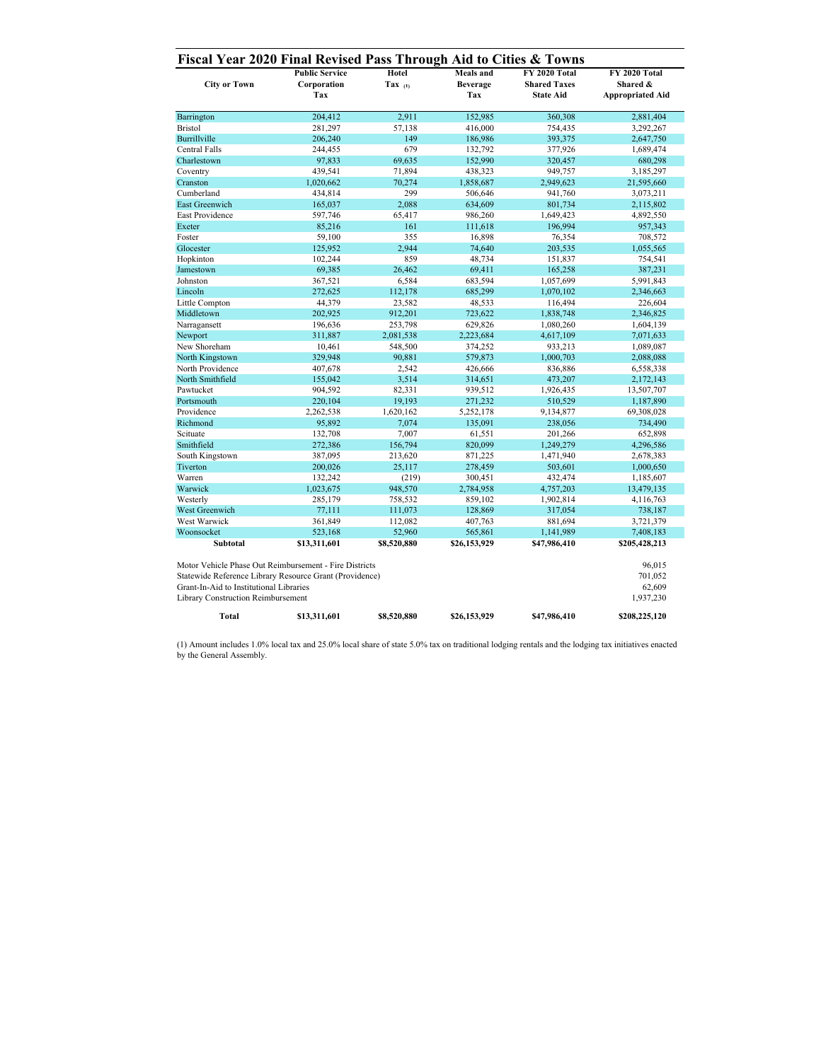## Fiscal Year 2020 Final Revised Pass Through Aid to Cities & Towns

| City or Town | Public Service Corporation Tax | Hotel Tax (1) | Meals and Beverage Tax | FY 2020 Total Shared Taxes State Aid | FY 2020 Total Shared & Appropriated Aid |
|---|---|---|---|---|---|
| Barrington | 204,412 | 2,911 | 152,985 | 360,308 | 2,881,404 |
| Bristol | 281,297 | 57,138 | 416,000 | 754,435 | 3,292,267 |
| Burrillville | 206,240 | 149 | 186,986 | 393,375 | 2,647,750 |
| Central Falls | 244,455 | 679 | 132,792 | 377,926 | 1,689,474 |
| Charlestown | 97,833 | 69,635 | 152,990 | 320,457 | 680,298 |
| Coventry | 439,541 | 71,894 | 438,323 | 949,757 | 3,185,297 |
| Cranston | 1,020,662 | 70,274 | 1,858,687 | 2,949,623 | 21,595,660 |
| Cumberland | 434,814 | 299 | 506,646 | 941,760 | 3,073,211 |
| East Greenwich | 165,037 | 2,088 | 634,609 | 801,734 | 2,115,802 |
| East Providence | 597,746 | 65,417 | 986,260 | 1,649,423 | 4,892,550 |
| Exeter | 85,216 | 161 | 111,618 | 196,994 | 957,343 |
| Foster | 59,100 | 355 | 16,898 | 76,354 | 708,572 |
| Glocester | 125,952 | 2,944 | 74,640 | 203,535 | 1,055,565 |
| Hopkinton | 102,244 | 859 | 48,734 | 151,837 | 754,541 |
| Jamestown | 69,385 | 26,462 | 69,411 | 165,258 | 387,231 |
| Johnston | 367,521 | 6,584 | 683,594 | 1,057,699 | 5,991,843 |
| Lincoln | 272,625 | 112,178 | 685,299 | 1,070,102 | 2,346,663 |
| Little Compton | 44,379 | 23,582 | 48,533 | 116,494 | 226,604 |
| Middletown | 202,925 | 912,201 | 723,622 | 1,838,748 | 2,346,825 |
| Narragansett | 196,636 | 253,798 | 629,826 | 1,080,260 | 1,604,139 |
| Newport | 311,887 | 2,081,538 | 2,223,684 | 4,617,109 | 7,071,633 |
| New Shoreham | 10,461 | 548,500 | 374,252 | 933,213 | 1,089,087 |
| North Kingstown | 329,948 | 90,881 | 579,873 | 1,000,703 | 2,088,088 |
| North Providence | 407,678 | 2,542 | 426,666 | 836,886 | 6,558,338 |
| North Smithfield | 155,042 | 3,514 | 314,651 | 473,207 | 2,172,143 |
| Pawtucket | 904,592 | 82,331 | 939,512 | 1,926,435 | 13,507,707 |
| Portsmouth | 220,104 | 19,193 | 271,232 | 510,529 | 1,187,890 |
| Providence | 2,262,538 | 1,620,162 | 5,252,178 | 9,134,877 | 69,308,028 |
| Richmond | 95,892 | 7,074 | 135,091 | 238,056 | 734,490 |
| Scituate | 132,708 | 7,007 | 61,551 | 201,266 | 652,898 |
| Smithfield | 272,386 | 156,794 | 820,099 | 1,249,279 | 4,296,586 |
| South Kingstown | 387,095 | 213,620 | 871,225 | 1,471,940 | 2,678,383 |
| Tiverton | 200,026 | 25,117 | 278,459 | 503,601 | 1,000,650 |
| Warren | 132,242 | (219) | 300,451 | 432,474 | 1,185,607 |
| Warwick | 1,023,675 | 948,570 | 2,784,958 | 4,757,203 | 13,479,135 |
| Westerly | 285,179 | 758,532 | 859,102 | 1,902,814 | 4,116,763 |
| West Greenwich | 77,111 | 111,073 | 128,869 | 317,054 | 738,187 |
| West Warwick | 361,849 | 112,082 | 407,763 | 881,694 | 3,721,379 |
| Woonsocket | 523,168 | 52,960 | 565,861 | 1,141,989 | 7,408,183 |
| **Subtotal** | **$13,311,601** | **$8,520,880** | **$26,153,929** | **$47,986,410** | **$205,428,213** |
| Motor Vehicle Phase Out Reimbursement - Fire Districts | | | | | 96,015 |
| Statewide Reference Library Resource Grant (Providence) | | | | | 701,052 |
| Grant-In-Aid to Institutional Libraries | | | | | 62,609 |
| Library Construction Reimbursement | | | | | 1,937,230 |
| **Total** | **$13,311,601** | **$8,520,880** | **$26,153,929** | **$47,986,410** | **$208,225,120** |

(1) Amount includes 1.0% local tax and 25.0% local share of state 5.0% tax on traditional lodging rentals and the lodging tax initiatives enacted by the General Assembly.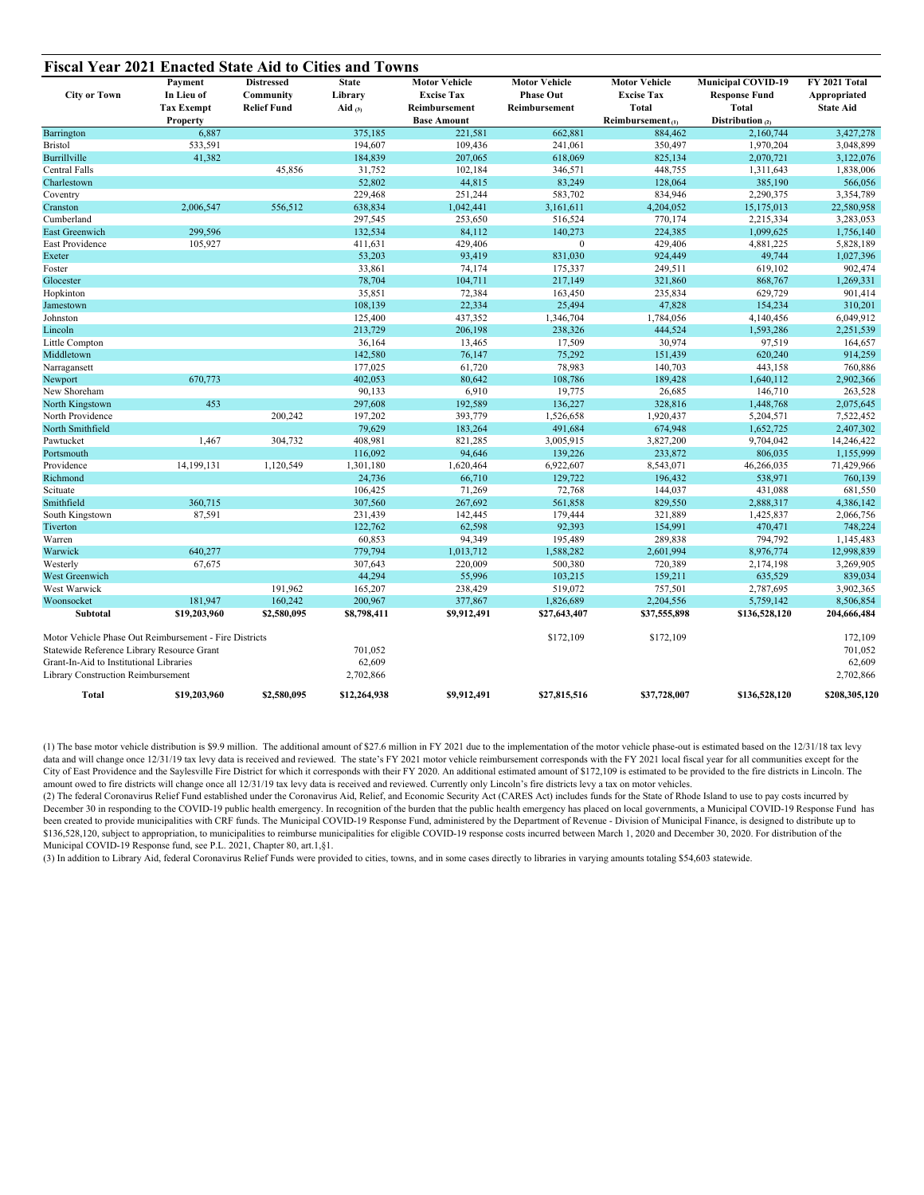## Fiscal Year 2021 Enacted State Aid to Cities and Towns

| City or Town | Payment In Lieu of Tax Exempt Property | Distressed Community Relief Fund | State Library Aid (3) | Motor Vehicle Excise Tax Reimbursement Base Amount | Motor Vehicle Phase Out Reimbursement | Motor Vehicle Excise Tax Total Reimbursement (1) | Municipal COVID-19 Response Fund Total Distribution (2) | FY 2021 Total Appropriated State Aid |
|---|---|---|---|---|---|---|---|---|
| Barrington | 6,887 | | 375,185 | 221,581 | 662,881 | 884,462 | 2,160,744 | 3,427,278 |
| Bristol | 533,591 | | 194,607 | 109,436 | 241,061 | 350,497 | 1,970,204 | 3,048,899 |
| Burrillville | 41,382 | | 184,839 | 207,065 | 618,069 | 825,134 | 2,070,721 | 3,122,076 |
| Central Falls | | 45,856 | 31,752 | 102,184 | 346,571 | 448,755 | 1,311,643 | 1,838,006 |
| Charlestown | | | 52,802 | 44,815 | 83,249 | 128,064 | 385,190 | 566,056 |
| Coventry | | | 229,468 | 251,244 | 583,702 | 834,946 | 2,290,375 | 3,354,789 |
| Cranston | 2,006,547 | 556,512 | 638,834 | 1,042,441 | 3,161,611 | 4,204,052 | 15,175,013 | 22,580,958 |
| Cumberland | | | 297,545 | 253,650 | 516,524 | 770,174 | 2,215,334 | 3,283,053 |
| East Greenwich | 299,596 | | 132,534 | 84,112 | 140,273 | 224,385 | 1,099,625 | 1,756,140 |
| East Providence | 105,927 | | 411,631 | 429,406 | 0 | 429,406 | 4,881,225 | 5,828,189 |
| Exeter | | | 53,203 | 93,419 | 831,030 | 924,449 | 49,744 | 1,027,396 |
| Foster | | | 33,861 | 74,174 | 175,337 | 249,511 | 619,102 | 902,474 |
| Glocester | | | 78,704 | 104,711 | 217,149 | 321,860 | 868,767 | 1,269,331 |
| Hopkinton | | | 35,851 | 72,384 | 163,450 | 235,834 | 629,729 | 901,414 |
| Jamestown | | | 108,139 | 22,334 | 25,494 | 47,828 | 154,234 | 310,201 |
| Johnston | | | 125,400 | 437,352 | 1,346,704 | 1,784,056 | 4,140,456 | 6,049,912 |
| Lincoln | | | 213,729 | 206,198 | 238,326 | 444,524 | 1,593,286 | 2,251,539 |
| Little Compton | | | 36,164 | 13,465 | 17,509 | 30,974 | 97,519 | 164,657 |
| Middletown | | | 142,580 | 76,147 | 75,292 | 151,439 | 620,240 | 914,259 |
| Narragansett | | | 177,025 | 61,720 | 78,983 | 140,703 | 443,158 | 760,886 |
| Newport | 670,773 | | 402,053 | 80,642 | 108,786 | 189,428 | 1,640,112 | 2,902,366 |
| New Shoreham | | | 90,133 | 6,910 | 19,775 | 26,685 | 146,710 | 263,528 |
| North Kingstown | 453 | | 297,608 | 192,589 | 136,227 | 328,816 | 1,448,768 | 2,075,645 |
| North Providence | | 200,242 | 197,202 | 393,779 | 1,526,658 | 1,920,437 | 5,204,571 | 7,522,452 |
| North Smithfield | | | 79,629 | 183,264 | 491,684 | 674,948 | 1,652,725 | 2,407,302 |
| Pawtucket | 1,467 | 304,732 | 408,981 | 821,285 | 3,005,915 | 3,827,200 | 9,704,042 | 14,246,422 |
| Portsmouth | | | 116,092 | 94,646 | 139,226 | 233,872 | 806,035 | 1,155,999 |
| Providence | 14,199,131 | 1,120,549 | 1,301,180 | 1,620,464 | 6,922,607 | 8,543,071 | 46,266,035 | 71,429,966 |
| Richmond | | | 24,736 | 66,710 | 129,722 | 196,432 | 538,971 | 760,139 |
| Scituate | | | 106,425 | 71,269 | 72,768 | 144,037 | 431,088 | 681,550 |
| Smithfield | 360,715 | | 307,560 | 267,692 | 561,858 | 829,550 | 2,888,317 | 4,386,142 |
| South Kingstown | 87,591 | | 231,439 | 142,445 | 179,444 | 321,889 | 1,425,837 | 2,066,756 |
| Tiverton | | | 122,762 | 62,598 | 92,393 | 154,991 | 470,471 | 748,224 |
| Warren | | | 60,853 | 94,349 | 195,489 | 289,838 | 794,792 | 1,145,483 |
| Warwick | 640,277 | | 779,794 | 1,013,712 | 1,588,282 | 2,601,994 | 8,976,774 | 12,998,839 |
| Westerly | 67,675 | | 307,643 | 220,009 | 500,380 | 720,389 | 2,174,198 | 3,269,905 |
| West Greenwich | | | 44,294 | 55,996 | 103,215 | 159,211 | 635,529 | 839,034 |
| West Warwick | | 191,962 | 165,207 | 238,429 | 519,072 | 757,501 | 2,787,695 | 3,902,365 |
| Woonsocket | 181,947 | 160,242 | 200,967 | 377,867 | 1,826,689 | 2,204,556 | 5,759,142 | 8,506,854 |
| **Subtotal** | **$19,203,960** | **$2,580,095** | **$8,798,411** | **$9,912,491** | **$27,643,407** | **$37,555,898** | **$136,528,120** | **204,666,484** |
| Motor Vehicle Phase Out Reimbursement - Fire Districts | | | | | $172,109 | $172,109 | | 172,109 |
| Statewide Reference Library Resource Grant | | | 701,052 | | | | | 701,052 |
| Grant-In-Aid to Institutional Libraries | | | 62,609 | | | | | 62,609 |
| Library Construction Reimbursement | | | 2,702,866 | | | | | 2,702,866 |
| **Total** | **$19,203,960** | **$2,580,095** | **$12,264,938** | **$9,912,491** | **$27,815,516** | **$37,728,007** | **$136,528,120** | **$208,305,120** |

(1) The base motor vehicle distribution is $9.9 million. The additional amount of $27.6 million in FY 2021 due to the implementation of the motor vehicle phase-out is estimated based on the 12/31/18 tax levy data and will change once 12/31/19 tax levy data is received and reviewed. The state's FY 2021 motor vehicle reimbursement corresponds with the FY 2021 local fiscal year for all communities except for the City of East Providence and the Saylesville Fire District for which it corresponds with their FY 2020. An additional estimated amount of $172,109 is estimated to be provided to the fire districts in Lincoln. The amount owed to fire districts will change once all 12/31/19 tax levy data is received and reviewed. Currently only Lincoln's fire districts levy a tax on motor vehicles.

(2) The federal Coronavirus Relief Fund established under the Coronavirus Aid, Relief, and Economic Security Act (CARES Act) includes funds for the State of Rhode Island to use to pay costs incurred by December 30 in responding to the COVID-19 public health emergency. In recognition of the burden that the public health emergency has placed on local governments, a Municipal COVID-19 Response Fund has been created to provide municipalities with CRF funds. The Municipal COVID-19 Response Fund, administered by the Department of Revenue - Division of Municipal Finance, is designed to distribute up to $136,528,120, subject to appropriation, to municipalities to reimburse municipalities for eligible COVID-19 response costs incurred between March 1, 2020 and December 30, 2020. For distribution of the Municipal COVID-19 Response fund, see P.L. 2021, Chapter 80, art.1,§1.

(3) In addition to Library Aid, federal Coronavirus Relief Funds were provided to cities, towns, and in some cases directly to libraries in varying amounts totaling $54,603 statewide.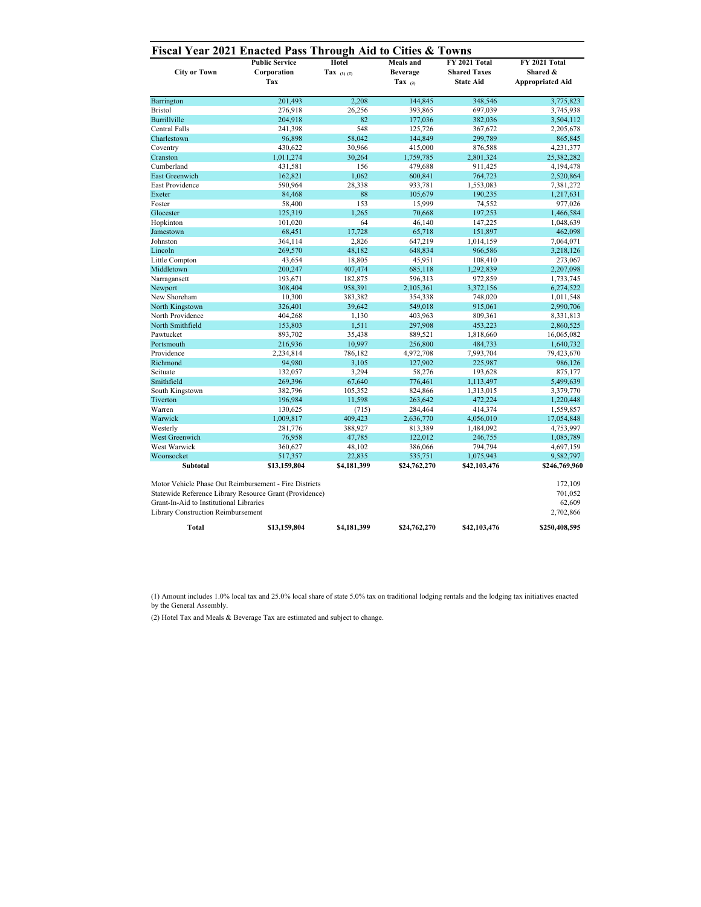# Fiscal Year 2021 Enacted Pass Through Aid to Cities & Towns

| City or Town | Public Service Corporation Tax | Hotel Tax (1) (2) | Meals and Beverage Tax (2) | FY 2021 Total Shared Taxes State Aid | FY 2021 Total Shared & Appropriated Aid |
|---|---|---|---|---|---|
| Barrington | 201,493 | 2,208 | 144,845 | 348,546 | 3,775,823 |
| Bristol | 276,918 | 26,256 | 393,865 | 697,039 | 3,745,938 |
| Burrillville | 204,918 | 82 | 177,036 | 382,036 | 3,504,112 |
| Central Falls | 241,398 | 548 | 125,726 | 367,672 | 2,205,678 |
| Charlestown | 96,898 | 58,042 | 144,849 | 299,789 | 865,845 |
| Coventry | 430,622 | 30,966 | 415,000 | 876,588 | 4,231,377 |
| Cranston | 1,011,274 | 30,264 | 1,759,785 | 2,801,324 | 25,382,282 |
| Cumberland | 431,581 | 156 | 479,688 | 911,425 | 4,194,478 |
| East Greenwich | 162,821 | 1,062 | 600,841 | 764,723 | 2,520,864 |
| East Providence | 590,964 | 28,338 | 933,781 | 1,553,083 | 7,381,272 |
| Exeter | 84,468 | 88 | 105,679 | 190,235 | 1,217,631 |
| Foster | 58,400 | 153 | 15,999 | 74,552 | 977,026 |
| Glocester | 125,319 | 1,265 | 70,668 | 197,253 | 1,466,584 |
| Hopkinton | 101,020 | 64 | 46,140 | 147,225 | 1,048,639 |
| Jamestown | 68,451 | 17,728 | 65,718 | 151,897 | 462,098 |
| Johnston | 364,114 | 2,826 | 647,219 | 1,014,159 | 7,064,071 |
| Lincoln | 269,570 | 48,182 | 648,834 | 966,586 | 3,218,126 |
| Little Compton | 43,654 | 18,805 | 45,951 | 108,410 | 273,067 |
| Middletown | 200,247 | 407,474 | 685,118 | 1,292,839 | 2,207,098 |
| Narragansett | 193,671 | 182,875 | 596,313 | 972,859 | 1,733,745 |
| Newport | 308,404 | 958,391 | 2,105,361 | 3,372,156 | 6,274,522 |
| New Shoreham | 10,300 | 383,382 | 354,338 | 748,020 | 1,011,548 |
| North Kingstown | 326,401 | 39,642 | 549,018 | 915,061 | 2,990,706 |
| North Providence | 404,268 | 1,130 | 403,963 | 809,361 | 8,331,813 |
| North Smithfield | 153,803 | 1,511 | 297,908 | 453,223 | 2,860,525 |
| Pawtucket | 893,702 | 35,438 | 889,521 | 1,818,660 | 16,065,082 |
| Portsmouth | 216,936 | 10,997 | 256,800 | 484,733 | 1,640,732 |
| Providence | 2,234,814 | 786,182 | 4,972,708 | 7,993,704 | 79,423,670 |
| Richmond | 94,980 | 3,105 | 127,902 | 225,987 | 986,126 |
| Scituate | 132,057 | 3,294 | 58,276 | 193,628 | 875,177 |
| Smithfield | 269,396 | 67,640 | 776,461 | 1,113,497 | 5,499,639 |
| South Kingstown | 382,796 | 105,352 | 824,866 | 1,313,015 | 3,379,770 |
| Tiverton | 196,984 | 11,598 | 263,642 | 472,224 | 1,220,448 |
| Warren | 130,625 | (715) | 284,464 | 414,374 | 1,559,857 |
| Warwick | 1,009,817 | 409,423 | 2,636,770 | 4,056,010 | 17,054,848 |
| Westerly | 281,776 | 388,927 | 813,389 | 1,484,092 | 4,753,997 |
| West Greenwich | 76,958 | 47,785 | 122,012 | 246,755 | 1,085,789 |
| West Warwick | 360,627 | 48,102 | 386,066 | 794,794 | 4,697,159 |
| Woonsocket | 517,357 | 22,835 | 535,751 | 1,075,943 | 9,582,797 |
| **Subtotal** | **$13,159,804** | **$4,181,399** | **$24,762,270** | **$42,103,476** | **$246,769,960** |
| Motor Vehicle Phase Out Reimbursement - Fire Districts | | | | | 172,109 |
| Statewide Reference Library Resource Grant (Providence) | | | | | 701,052 |
| Grant-In-Aid to Institutional Libraries | | | | | 62,609 |
| Library Construction Reimbursement | | | | | 2,702,866 |
| **Total** | **$13,159,804** | **$4,181,399** | **$24,762,270** | **$42,103,476** | **$250,408,595** |

(1) Amount includes 1.0% local tax and 25.0% local share of state 5.0% tax on traditional lodging rentals and the lodging tax initiatives enacted by the General Assembly.

(2) Hotel Tax and Meals & Beverage Tax are estimated and subject to change.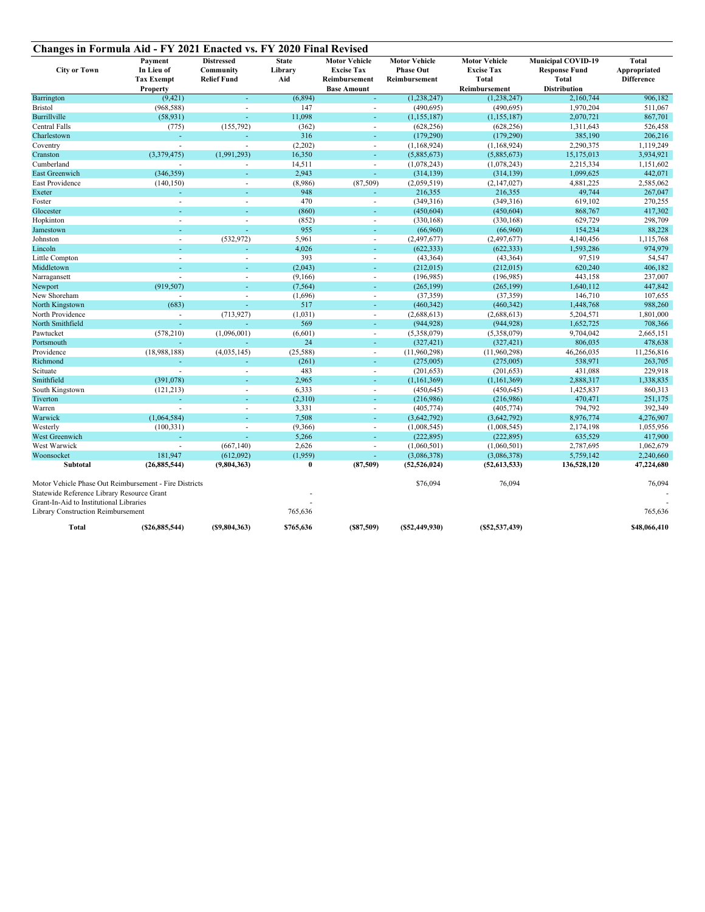## Changes in Formula Aid - FY 2021 Enacted vs. FY 2020 Final Revised

| City or Town | Payment In Lieu of Tax Exempt Property | Distressed Community Relief Fund | State Library Aid | Motor Vehicle Excise Tax Reimbursement Base Amount | Motor Vehicle Phase Out Reimbursement | Motor Vehicle Excise Tax Total Reimbursement | Municipal COVID-19 Response Fund Total Distribution | Total Appropriated Difference |
|---|---|---|---|---|---|---|---|---|
| Barrington | (9,421) | - | (6,894) | - | (1,238,247) | (1,238,247) | 2,160,744 | 906,182 |
| Bristol | (968,588) | - | 147 | - | (490,695) | (490,695) | 1,970,204 | 511,067 |
| Burrillville | (58,931) | - | 11,098 | - | (1,155,187) | (1,155,187) | 2,070,721 | 867,701 |
| Central Falls | (775) | (155,792) | (362) | - | (628,256) | (628,256) | 1,311,643 | 526,458 |
| Charlestown | - | - | 316 | - | (179,290) | (179,290) | 385,190 | 206,216 |
| Coventry | - | - | (2,202) | - | (1,168,924) | (1,168,924) | 2,290,375 | 1,119,249 |
| Cranston | (3,379,475) | (1,991,293) | 16,350 | - | (5,885,673) | (5,885,673) | 15,175,013 | 3,934,921 |
| Cumberland | - | - | 14,511 | - | (1,078,243) | (1,078,243) | 2,215,334 | 1,151,602 |
| East Greenwich | (346,359) | - | 2,943 | - | (314,139) | (314,139) | 1,099,625 | 442,071 |
| East Providence | (140,150) | - | (8,986) | (87,509) | (2,059,519) | (2,147,027) | 4,881,225 | 2,585,062 |
| Exeter | - | - | 948 | - | 216,355 | 216,355 | 49,744 | 267,047 |
| Foster | - | - | 470 | - | (349,316) | (349,316) | 619,102 | 270,255 |
| Glocester | - | - | (860) | - | (450,604) | (450,604) | 868,767 | 417,302 |
| Hopkinton | - | - | (852) | - | (330,168) | (330,168) | 629,729 | 298,709 |
| Jamestown | - | - | 955 | - | (66,960) | (66,960) | 154,234 | 88,228 |
| Johnston | - | (532,972) | 5,961 | - | (2,497,677) | (2,497,677) | 4,140,456 | 1,115,768 |
| Lincoln | - | - | 4,026 | - | (622,333) | (622,333) | 1,593,286 | 974,979 |
| Little Compton | - | - | 393 | - | (43,364) | (43,364) | 97,519 | 54,547 |
| Middletown | - | - | (2,043) | - | (212,015) | (212,015) | 620,240 | 406,182 |
| Narragansett | - | - | (9,166) | - | (196,985) | (196,985) | 443,158 | 237,007 |
| Newport | (919,507) | - | (7,564) | - | (265,199) | (265,199) | 1,640,112 | 447,842 |
| New Shoreham | - | - | (1,696) | - | (37,359) | (37,359) | 146,710 | 107,655 |
| North Kingstown | (683) | - | 517 | - | (460,342) | (460,342) | 1,448,768 | 988,260 |
| North Providence | - | (713,927) | (1,031) | - | (2,688,613) | (2,688,613) | 5,204,571 | 1,801,000 |
| North Smithfield | - | - | 569 | - | (944,928) | (944,928) | 1,652,725 | 708,366 |
| Pawtucket | (578,210) | (1,096,001) | (6,601) | - | (5,358,079) | (5,358,079) | 9,704,042 | 2,665,151 |
| Portsmouth | - | - | 24 | - | (327,421) | (327,421) | 806,035 | 478,638 |
| Providence | (18,988,188) | (4,035,145) | (25,588) | - | (11,960,298) | (11,960,298) | 46,266,035 | 11,256,816 |
| Richmond | - | - | (261) | - | (275,005) | (275,005) | 538,971 | 263,705 |
| Scituate | - | - | 483 | - | (201,653) | (201,653) | 431,088 | 229,918 |
| Smithfield | (391,078) | - | 2,965 | - | (1,161,369) | (1,161,369) | 2,888,317 | 1,338,835 |
| South Kingstown | (121,213) | - | 6,333 | - | (450,645) | (450,645) | 1,425,837 | 860,313 |
| Tiverton | - | - | (2,310) | - | (216,986) | (216,986) | 470,471 | 251,175 |
| Warren | - | - | 3,331 | - | (405,774) | (405,774) | 794,792 | 392,349 |
| Warwick | (1,064,584) | - | 7,508 | - | (3,642,792) | (3,642,792) | 8,976,774 | 4,276,907 |
| Westerly | (100,331) | - | (9,366) | - | (1,008,545) | (1,008,545) | 2,174,198 | 1,055,956 |
| West Greenwich | - | - | 5,266 | - | (222,895) | (222,895) | 635,529 | 417,900 |
| West Warwick | - | (667,140) | 2,626 | - | (1,060,501) | (1,060,501) | 2,787,695 | 1,062,679 |
| Woonsocket | 181,947 | (612,092) | (1,959) | - | (3,086,378) | (3,086,378) | 5,759,142 | 2,240,660 |
| **Subtotal** | **(26,885,544)** | **(9,804,363)** | **0** | **(87,509)** | **(52,526,024)** | **(52,613,533)** | **136,528,120** | **47,224,680** |
| Motor Vehicle Phase Out Reimbursement - Fire Districts | | | | | $76,094 | 76,094 | | 76,094 |
| Statewide Reference Library Resource Grant | | | - | | | | | - |
| Grant-In-Aid to Institutional Libraries | | | - | | | | | - |
| Library Construction Reimbursement | | | 765,636 | | | | | 765,636 |
| **Total** | **($26,885,544)** | **($9,804,363)** | **$765,636** | **($87,509)** | **($52,449,930)** | **($52,537,439)** | | **$48,066,410** |